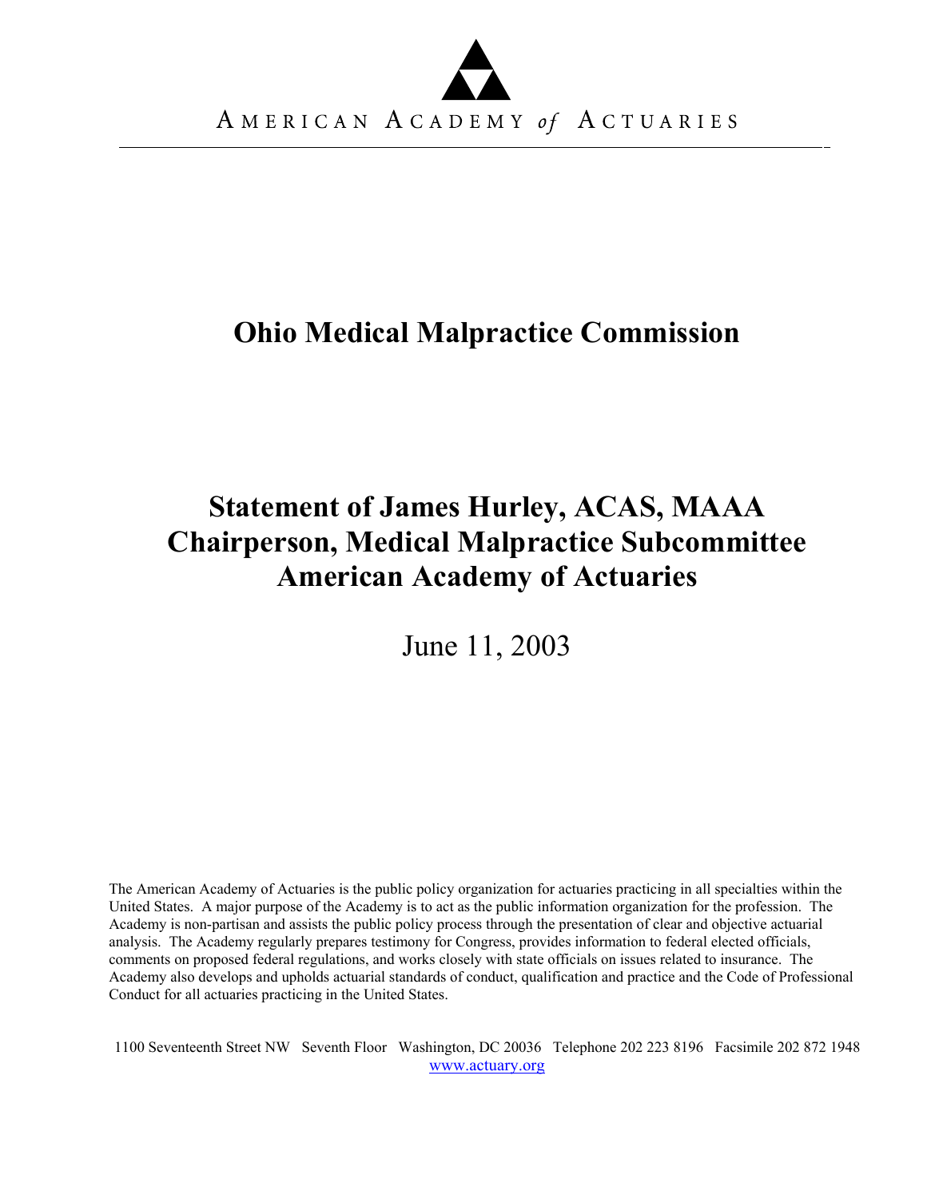AMERICAN ACADEMY *of* ACTUARIES

# Ohio Medical Malpractice Commission

## Statement of James Hurley, ACAS, MAAA
## Chairperson, Medical Malpractice Subcommittee
## American Academy of Actuaries

June 11, 2003

The American Academy of Actuaries is the public policy organization for actuaries practicing in all specialties within the United States. A major purpose of the Academy is to act as the public information organization for the profession. The Academy is non-partisan and assists the public policy process through the presentation of clear and objective actuarial analysis. The Academy regularly prepares testimony for Congress, provides information to federal elected officials, comments on proposed federal regulations, and works closely with state officials on issues related to insurance. The Academy also develops and upholds actuarial standards of conduct, qualification and practice and the Code of Professional Conduct for all actuaries practicing in the United States.

1100 Seventeenth Street NW Seventh Floor Washington, DC 20036 Telephone 202 223 8196 Facsimile 202 872 1948
www.actuary.org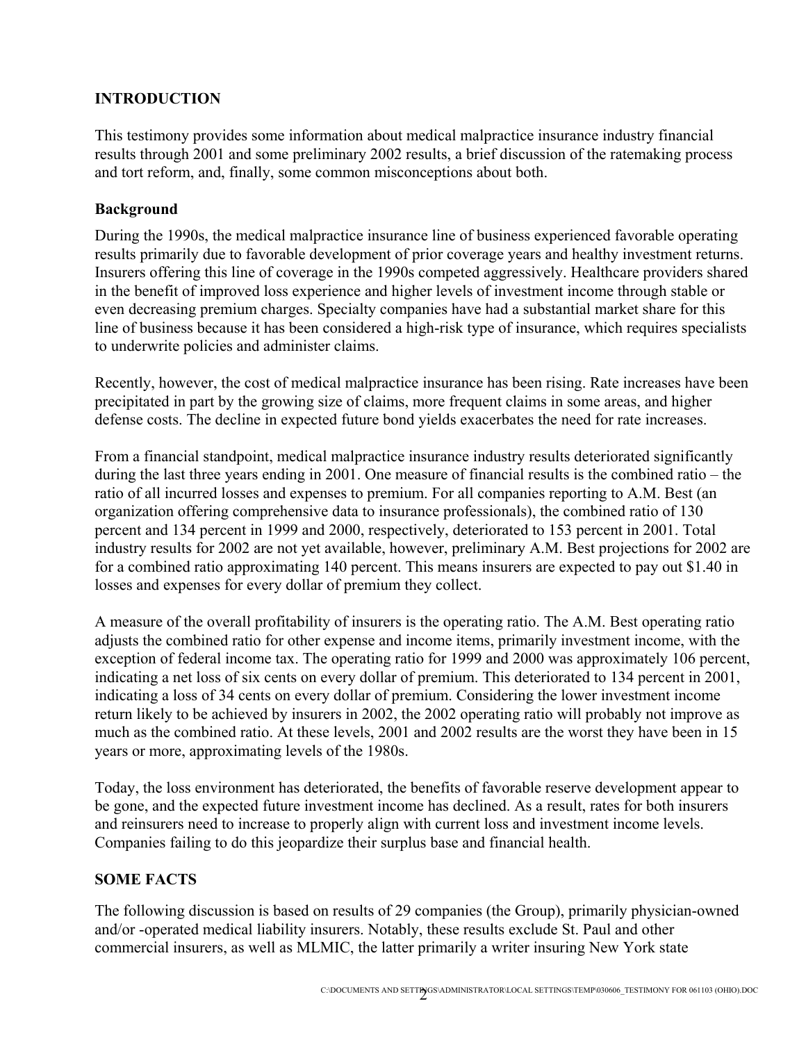## INTRODUCTION

This testimony provides some information about medical malpractice insurance industry financial results through 2001 and some preliminary 2002 results, a brief discussion of the ratemaking process and tort reform, and, finally, some common misconceptions about both.

### Background

During the 1990s, the medical malpractice insurance line of business experienced favorable operating results primarily due to favorable development of prior coverage years and healthy investment returns. Insurers offering this line of coverage in the 1990s competed aggressively. Healthcare providers shared in the benefit of improved loss experience and higher levels of investment income through stable or even decreasing premium charges. Specialty companies have had a substantial market share for this line of business because it has been considered a high-risk type of insurance, which requires specialists to underwrite policies and administer claims.

Recently, however, the cost of medical malpractice insurance has been rising. Rate increases have been precipitated in part by the growing size of claims, more frequent claims in some areas, and higher defense costs. The decline in expected future bond yields exacerbates the need for rate increases.

From a financial standpoint, medical malpractice insurance industry results deteriorated significantly during the last three years ending in 2001. One measure of financial results is the combined ratio – the ratio of all incurred losses and expenses to premium. For all companies reporting to A.M. Best (an organization offering comprehensive data to insurance professionals), the combined ratio of 130 percent and 134 percent in 1999 and 2000, respectively, deteriorated to 153 percent in 2001. Total industry results for 2002 are not yet available, however, preliminary A.M. Best projections for 2002 are for a combined ratio approximating 140 percent. This means insurers are expected to pay out $1.40 in losses and expenses for every dollar of premium they collect.

A measure of the overall profitability of insurers is the operating ratio. The A.M. Best operating ratio adjusts the combined ratio for other expense and income items, primarily investment income, with the exception of federal income tax. The operating ratio for 1999 and 2000 was approximately 106 percent, indicating a net loss of six cents on every dollar of premium. This deteriorated to 134 percent in 2001, indicating a loss of 34 cents on every dollar of premium. Considering the lower investment income return likely to be achieved by insurers in 2002, the 2002 operating ratio will probably not improve as much as the combined ratio. At these levels, 2001 and 2002 results are the worst they have been in 15 years or more, approximating levels of the 1980s.

Today, the loss environment has deteriorated, the benefits of favorable reserve development appear to be gone, and the expected future investment income has declined. As a result, rates for both insurers and reinsurers need to increase to properly align with current loss and investment income levels. Companies failing to do this jeopardize their surplus base and financial health.

## SOME FACTS

The following discussion is based on results of 29 companies (the Group), primarily physician-owned and/or -operated medical liability insurers. Notably, these results exclude St. Paul and other commercial insurers, as well as MLMIC, the latter primarily a writer insuring New York state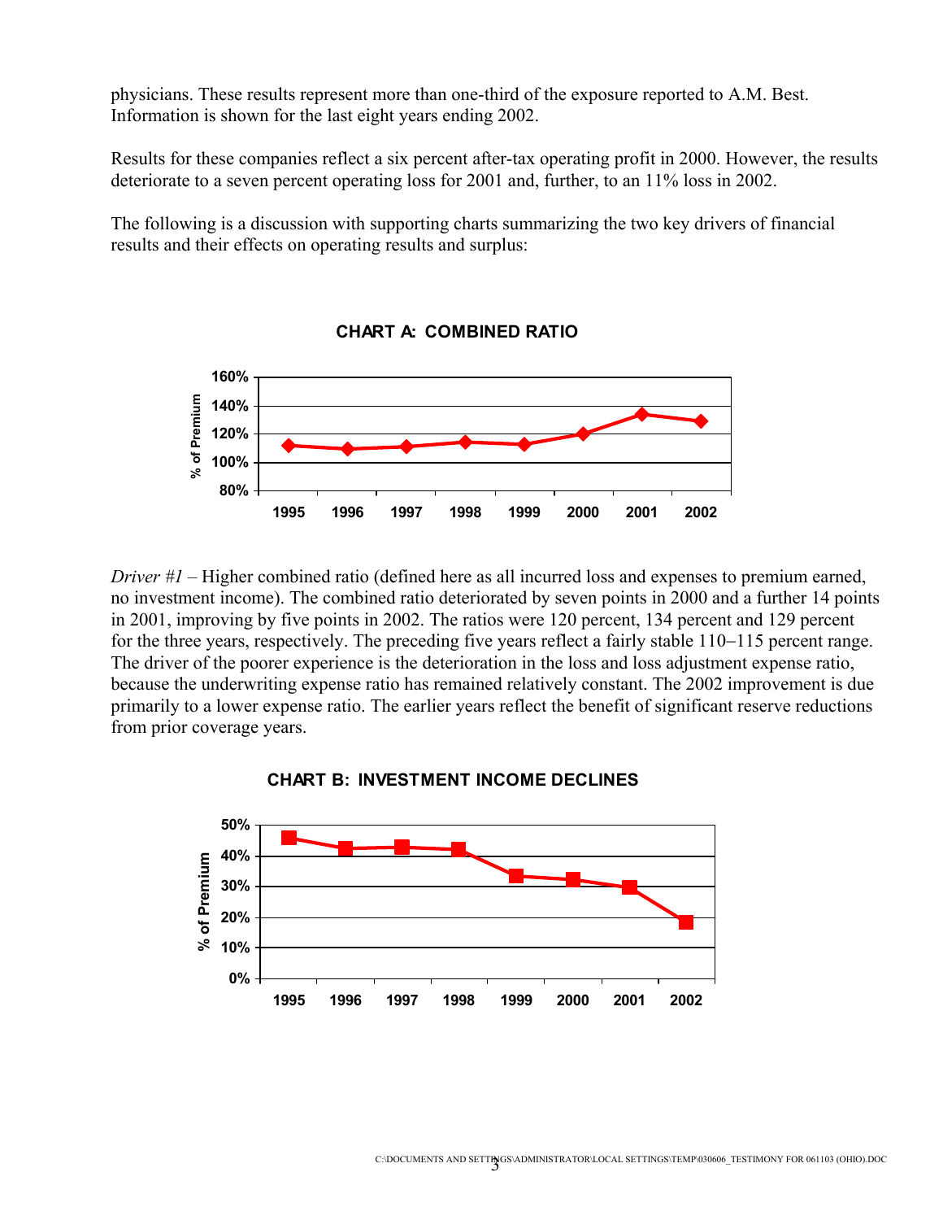physicians. These results represent more than one-third of the exposure reported to A.M. Best. Information is shown for the last eight years ending 2002.

Results for these companies reflect a six percent after-tax operating profit in 2000. However, the results deteriorate to a seven percent operating loss for 2001 and, further, to an 11% loss in 2002.

The following is a discussion with supporting charts summarizing the two key drivers of financial results and their effects on operating results and surplus:

**CHART A: COMBINED RATIO**

*Driver #1* – Higher combined ratio (defined here as all incurred loss and expenses to premium earned, no investment income). The combined ratio deteriorated by seven points in 2000 and a further 14 points in 2001, improving by five points in 2002. The ratios were 120 percent, 134 percent and 129 percent for the three years, respectively. The preceding five years reflect a fairly stable 110–115 percent range. The driver of the poorer experience is the deterioration in the loss and loss adjustment expense ratio, because the underwriting expense ratio has remained relatively constant. The 2002 improvement is due primarily to a lower expense ratio. The earlier years reflect the benefit of significant reserve reductions from prior coverage years.

**CHART B: INVESTMENT INCOME DECLINES**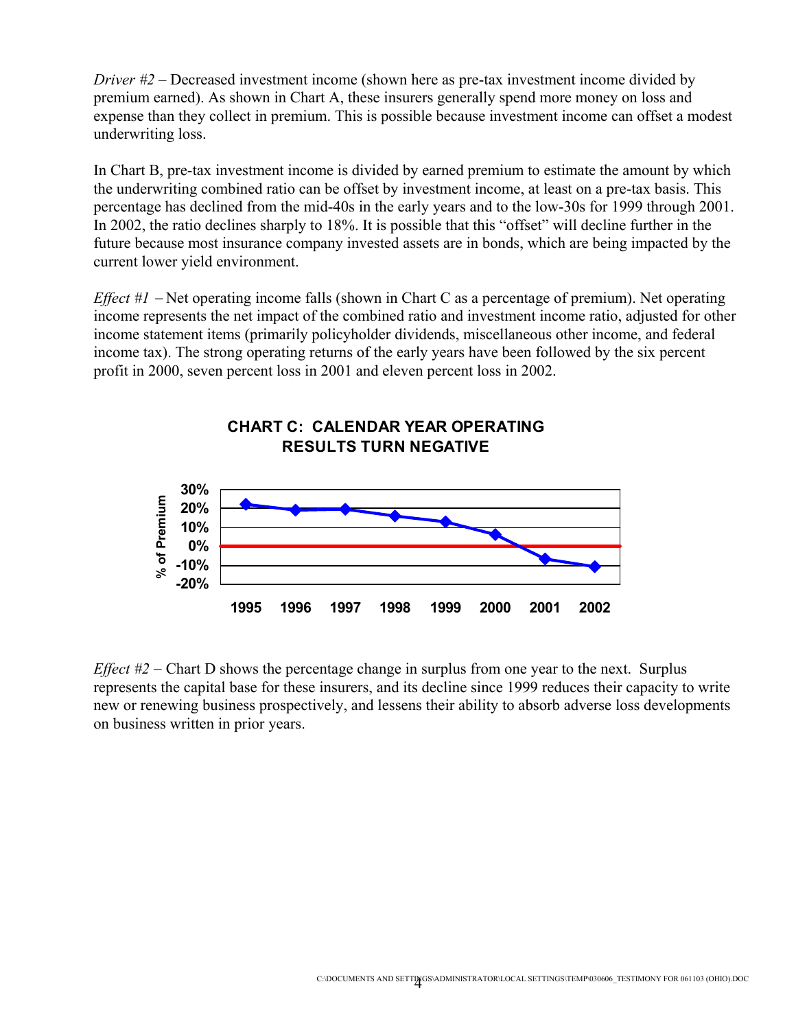*Driver #2* – Decreased investment income (shown here as pre-tax investment income divided by premium earned). As shown in Chart A, these insurers generally spend more money on loss and expense than they collect in premium. This is possible because investment income can offset a modest underwriting loss.

In Chart B, pre-tax investment income is divided by earned premium to estimate the amount by which the underwriting combined ratio can be offset by investment income, at least on a pre-tax basis. This percentage has declined from the mid-40s in the early years and to the low-30s for 1999 through 2001. In 2002, the ratio declines sharply to 18%. It is possible that this "offset" will decline further in the future because most insurance company invested assets are in bonds, which are being impacted by the current lower yield environment.

*Effect #1* – Net operating income falls (shown in Chart C as a percentage of premium). Net operating income represents the net impact of the combined ratio and investment income ratio, adjusted for other income statement items (primarily policyholder dividends, miscellaneous other income, and federal income tax). The strong operating returns of the early years have been followed by the six percent profit in 2000, seven percent loss in 2001 and eleven percent loss in 2002.

**CHART C: CALENDAR YEAR OPERATING RESULTS TURN NEGATIVE**

*Effect #2* – Chart D shows the percentage change in surplus from one year to the next. Surplus represents the capital base for these insurers, and its decline since 1999 reduces their capacity to write new or renewing business prospectively, and lessens their ability to absorb adverse loss developments on business written in prior years.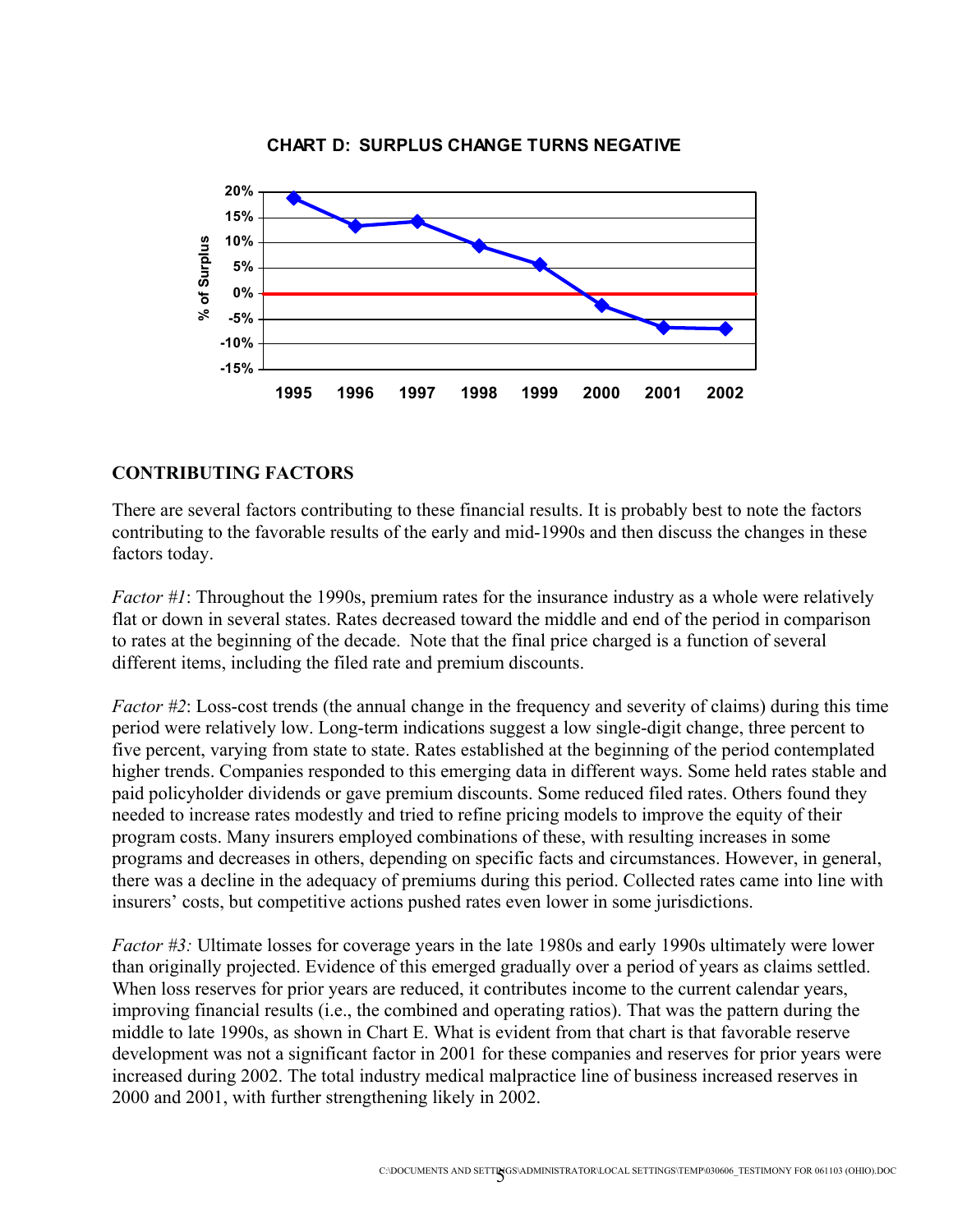**CHART D: SURPLUS CHANGE TURNS NEGATIVE**

## CONTRIBUTING FACTORS

There are several factors contributing to these financial results. It is probably best to note the factors contributing to the favorable results of the early and mid-1990s and then discuss the changes in these factors today.

*Factor #1*: Throughout the 1990s, premium rates for the insurance industry as a whole were relatively flat or down in several states. Rates decreased toward the middle and end of the period in comparison to rates at the beginning of the decade. Note that the final price charged is a function of several different items, including the filed rate and premium discounts.

*Factor #2*: Loss-cost trends (the annual change in the frequency and severity of claims) during this time period were relatively low. Long-term indications suggest a low single-digit change, three percent to five percent, varying from state to state. Rates established at the beginning of the period contemplated higher trends. Companies responded to this emerging data in different ways. Some held rates stable and paid policyholder dividends or gave premium discounts. Some reduced filed rates. Others found they needed to increase rates modestly and tried to refine pricing models to improve the equity of their program costs. Many insurers employed combinations of these, with resulting increases in some programs and decreases in others, depending on specific facts and circumstances. However, in general, there was a decline in the adequacy of premiums during this period. Collected rates came into line with insurers' costs, but competitive actions pushed rates even lower in some jurisdictions.

*Factor #3:* Ultimate losses for coverage years in the late 1980s and early 1990s ultimately were lower than originally projected. Evidence of this emerged gradually over a period of years as claims settled. When loss reserves for prior years are reduced, it contributes income to the current calendar years, improving financial results (i.e., the combined and operating ratios). That was the pattern during the middle to late 1990s, as shown in Chart E. What is evident from that chart is that favorable reserve development was not a significant factor in 2001 for these companies and reserves for prior years were increased during 2002. The total industry medical malpractice line of business increased reserves in 2000 and 2001, with further strengthening likely in 2002.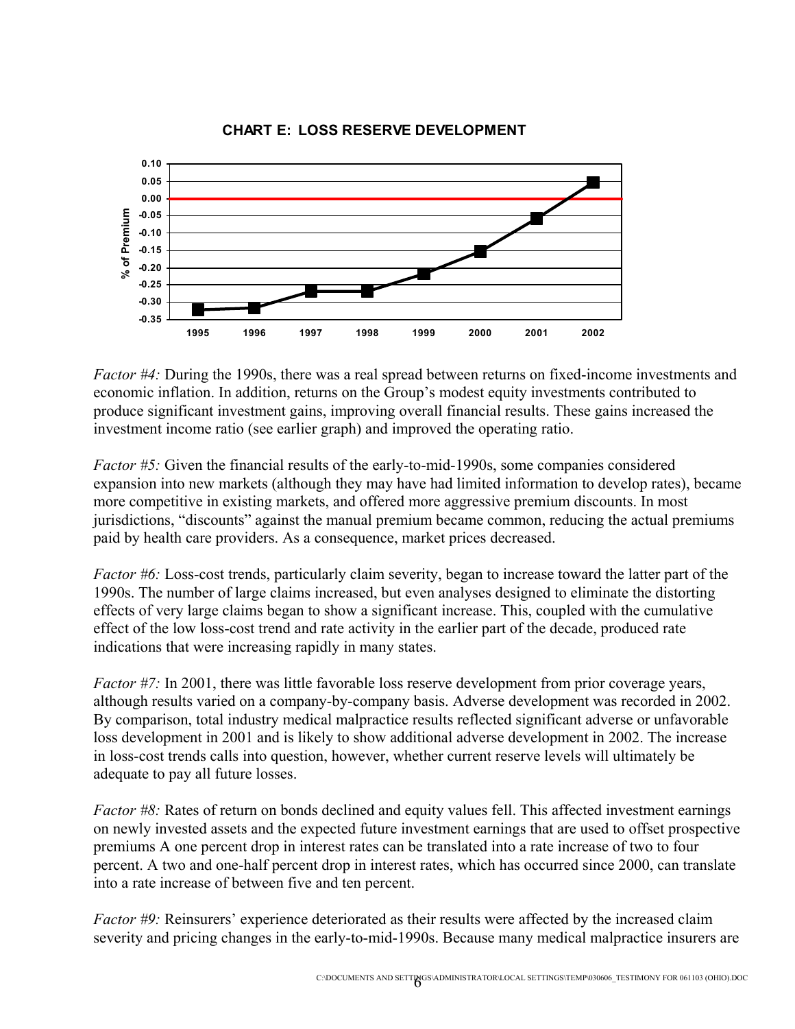**CHART E: LOSS RESERVE DEVELOPMENT**

*Factor #4:* During the 1990s, there was a real spread between returns on fixed-income investments and economic inflation. In addition, returns on the Group's modest equity investments contributed to produce significant investment gains, improving overall financial results. These gains increased the investment income ratio (see earlier graph) and improved the operating ratio.

*Factor #5:* Given the financial results of the early-to-mid-1990s, some companies considered expansion into new markets (although they may have had limited information to develop rates), became more competitive in existing markets, and offered more aggressive premium discounts. In most jurisdictions, "discounts" against the manual premium became common, reducing the actual premiums paid by health care providers. As a consequence, market prices decreased.

*Factor #6:* Loss-cost trends, particularly claim severity, began to increase toward the latter part of the 1990s. The number of large claims increased, but even analyses designed to eliminate the distorting effects of very large claims began to show a significant increase. This, coupled with the cumulative effect of the low loss-cost trend and rate activity in the earlier part of the decade, produced rate indications that were increasing rapidly in many states.

*Factor #7:* In 2001, there was little favorable loss reserve development from prior coverage years, although results varied on a company-by-company basis. Adverse development was recorded in 2002. By comparison, total industry medical malpractice results reflected significant adverse or unfavorable loss development in 2001 and is likely to show additional adverse development in 2002. The increase in loss-cost trends calls into question, however, whether current reserve levels will ultimately be adequate to pay all future losses.

*Factor #8:* Rates of return on bonds declined and equity values fell. This affected investment earnings on newly invested assets and the expected future investment earnings that are used to offset prospective premiums A one percent drop in interest rates can be translated into a rate increase of two to four percent. A two and one-half percent drop in interest rates, which has occurred since 2000, can translate into a rate increase of between five and ten percent.

*Factor #9:* Reinsurers' experience deteriorated as their results were affected by the increased claim severity and pricing changes in the early-to-mid-1990s. Because many medical malpractice insurers are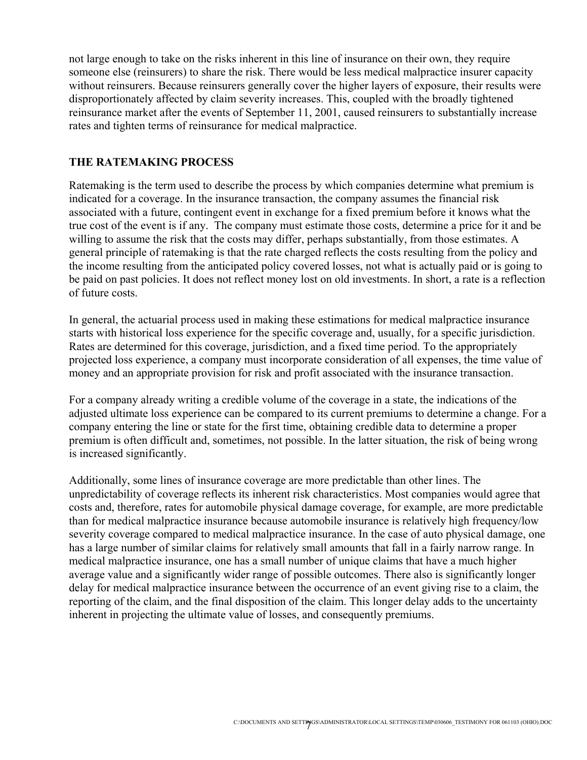not large enough to take on the risks inherent in this line of insurance on their own, they require someone else (reinsurers) to share the risk. There would be less medical malpractice insurer capacity without reinsurers. Because reinsurers generally cover the higher layers of exposure, their results were disproportionately affected by claim severity increases. This, coupled with the broadly tightened reinsurance market after the events of September 11, 2001, caused reinsurers to substantially increase rates and tighten terms of reinsurance for medical malpractice.

## THE RATEMAKING PROCESS

Ratemaking is the term used to describe the process by which companies determine what premium is indicated for a coverage. In the insurance transaction, the company assumes the financial risk associated with a future, contingent event in exchange for a fixed premium before it knows what the true cost of the event is if any. The company must estimate those costs, determine a price for it and be willing to assume the risk that the costs may differ, perhaps substantially, from those estimates. A general principle of ratemaking is that the rate charged reflects the costs resulting from the policy and the income resulting from the anticipated policy covered losses, not what is actually paid or is going to be paid on past policies. It does not reflect money lost on old investments. In short, a rate is a reflection of future costs.

In general, the actuarial process used in making these estimations for medical malpractice insurance starts with historical loss experience for the specific coverage and, usually, for a specific jurisdiction. Rates are determined for this coverage, jurisdiction, and a fixed time period. To the appropriately projected loss experience, a company must incorporate consideration of all expenses, the time value of money and an appropriate provision for risk and profit associated with the insurance transaction.

For a company already writing a credible volume of the coverage in a state, the indications of the adjusted ultimate loss experience can be compared to its current premiums to determine a change. For a company entering the line or state for the first time, obtaining credible data to determine a proper premium is often difficult and, sometimes, not possible. In the latter situation, the risk of being wrong is increased significantly.

Additionally, some lines of insurance coverage are more predictable than other lines. The unpredictability of coverage reflects its inherent risk characteristics. Most companies would agree that costs and, therefore, rates for automobile physical damage coverage, for example, are more predictable than for medical malpractice insurance because automobile insurance is relatively high frequency/low severity coverage compared to medical malpractice insurance. In the case of auto physical damage, one has a large number of similar claims for relatively small amounts that fall in a fairly narrow range. In medical malpractice insurance, one has a small number of unique claims that have a much higher average value and a significantly wider range of possible outcomes. There also is significantly longer delay for medical malpractice insurance between the occurrence of an event giving rise to a claim, the reporting of the claim, and the final disposition of the claim. This longer delay adds to the uncertainty inherent in projecting the ultimate value of losses, and consequently premiums.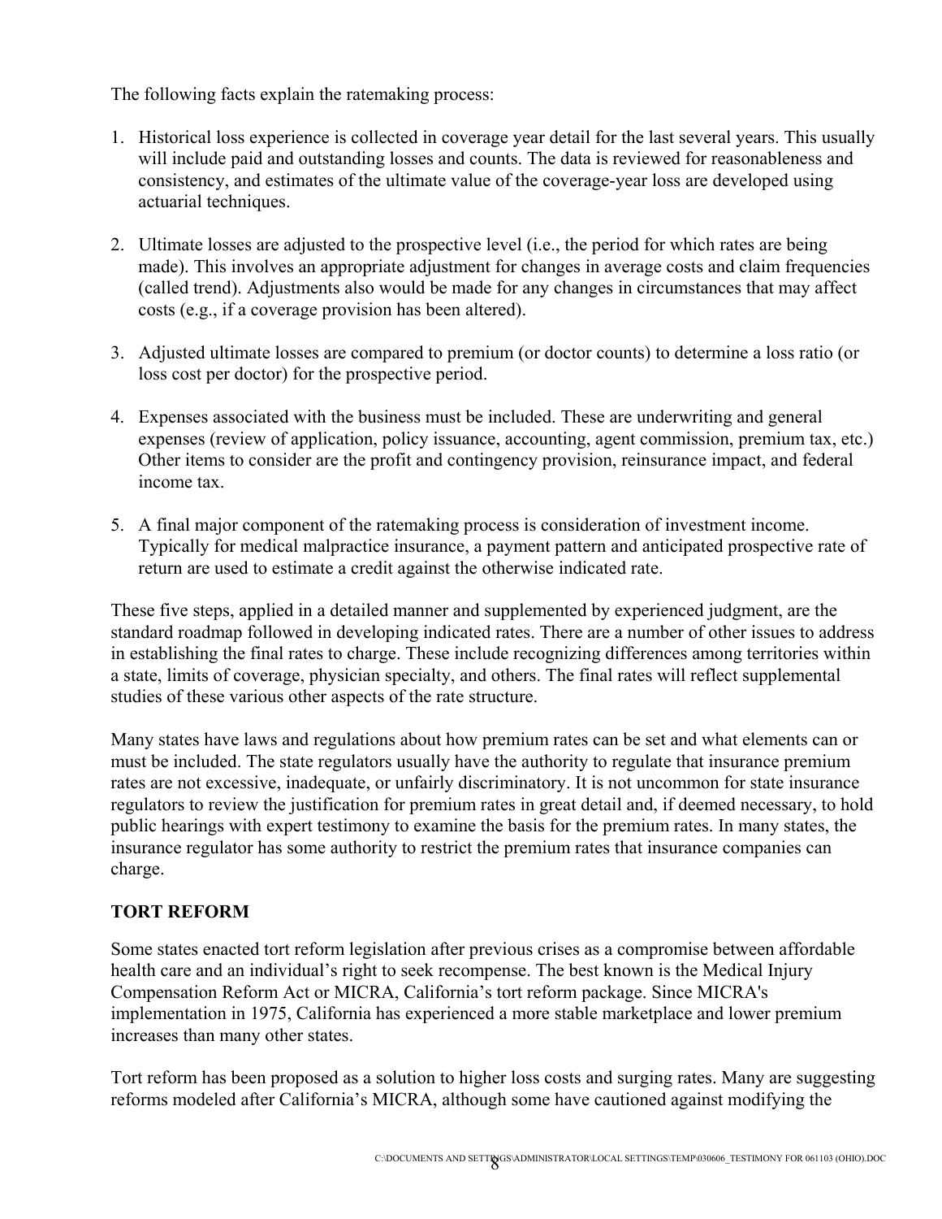The following facts explain the ratemaking process:

1. Historical loss experience is collected in coverage year detail for the last several years. This usually will include paid and outstanding losses and counts. The data is reviewed for reasonableness and consistency, and estimates of the ultimate value of the coverage-year loss are developed using actuarial techniques.

2. Ultimate losses are adjusted to the prospective level (i.e., the period for which rates are being made). This involves an appropriate adjustment for changes in average costs and claim frequencies (called trend). Adjustments also would be made for any changes in circumstances that may affect costs (e.g., if a coverage provision has been altered).

3. Adjusted ultimate losses are compared to premium (or doctor counts) to determine a loss ratio (or loss cost per doctor) for the prospective period.

4. Expenses associated with the business must be included. These are underwriting and general expenses (review of application, policy issuance, accounting, agent commission, premium tax, etc.) Other items to consider are the profit and contingency provision, reinsurance impact, and federal income tax.

5. A final major component of the ratemaking process is consideration of investment income. Typically for medical malpractice insurance, a payment pattern and anticipated prospective rate of return are used to estimate a credit against the otherwise indicated rate.

These five steps, applied in a detailed manner and supplemented by experienced judgment, are the standard roadmap followed in developing indicated rates. There are a number of other issues to address in establishing the final rates to charge. These include recognizing differences among territories within a state, limits of coverage, physician specialty, and others. The final rates will reflect supplemental studies of these various other aspects of the rate structure.

Many states have laws and regulations about how premium rates can be set and what elements can or must be included. The state regulators usually have the authority to regulate that insurance premium rates are not excessive, inadequate, or unfairly discriminatory. It is not uncommon for state insurance regulators to review the justification for premium rates in great detail and, if deemed necessary, to hold public hearings with expert testimony to examine the basis for the premium rates. In many states, the insurance regulator has some authority to restrict the premium rates that insurance companies can charge.

## TORT REFORM

Some states enacted tort reform legislation after previous crises as a compromise between affordable health care and an individual's right to seek recompense. The best known is the Medical Injury Compensation Reform Act or MICRA, California's tort reform package. Since MICRA's implementation in 1975, California has experienced a more stable marketplace and lower premium increases than many other states.

Tort reform has been proposed as a solution to higher loss costs and surging rates. Many are suggesting reforms modeled after California's MICRA, although some have cautioned against modifying the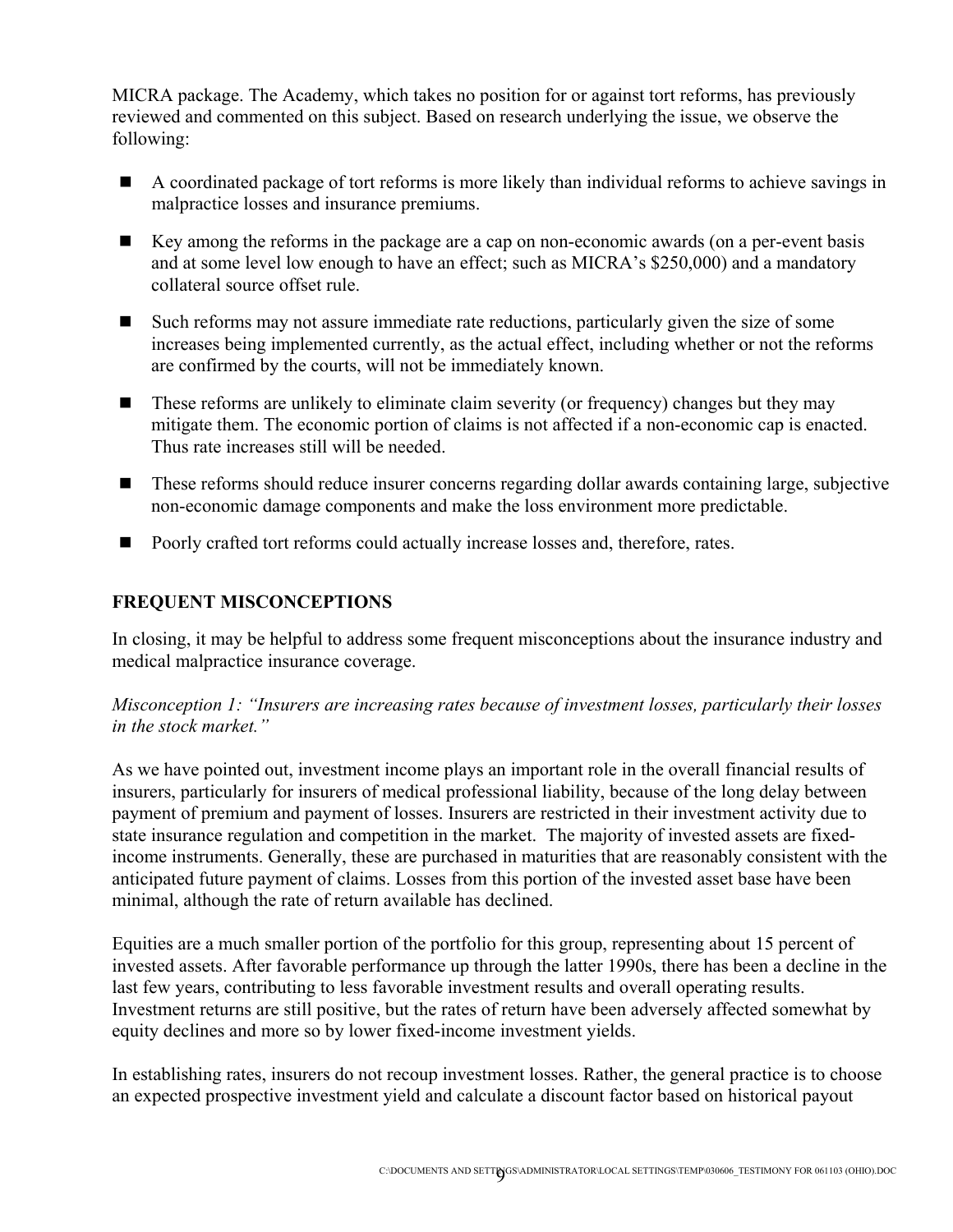MICRA package. The Academy, which takes no position for or against tort reforms, has previously reviewed and commented on this subject. Based on research underlying the issue, we observe the following:

- A coordinated package of tort reforms is more likely than individual reforms to achieve savings in malpractice losses and insurance premiums.
- Key among the reforms in the package are a cap on non-economic awards (on a per-event basis and at some level low enough to have an effect; such as MICRA's $250,000) and a mandatory collateral source offset rule.
- Such reforms may not assure immediate rate reductions, particularly given the size of some increases being implemented currently, as the actual effect, including whether or not the reforms are confirmed by the courts, will not be immediately known.
- These reforms are unlikely to eliminate claim severity (or frequency) changes but they may mitigate them. The economic portion of claims is not affected if a non-economic cap is enacted. Thus rate increases still will be needed.
- These reforms should reduce insurer concerns regarding dollar awards containing large, subjective non-economic damage components and make the loss environment more predictable.
- Poorly crafted tort reforms could actually increase losses and, therefore, rates.

## FREQUENT MISCONCEPTIONS

In closing, it may be helpful to address some frequent misconceptions about the insurance industry and medical malpractice insurance coverage.

*Misconception 1: "Insurers are increasing rates because of investment losses, particularly their losses in the stock market."*

As we have pointed out, investment income plays an important role in the overall financial results of insurers, particularly for insurers of medical professional liability, because of the long delay between payment of premium and payment of losses. Insurers are restricted in their investment activity due to state insurance regulation and competition in the market. The majority of invested assets are fixed-income instruments. Generally, these are purchased in maturities that are reasonably consistent with the anticipated future payment of claims. Losses from this portion of the invested asset base have been minimal, although the rate of return available has declined.

Equities are a much smaller portion of the portfolio for this group, representing about 15 percent of invested assets. After favorable performance up through the latter 1990s, there has been a decline in the last few years, contributing to less favorable investment results and overall operating results. Investment returns are still positive, but the rates of return have been adversely affected somewhat by equity declines and more so by lower fixed-income investment yields.

In establishing rates, insurers do not recoup investment losses. Rather, the general practice is to choose an expected prospective investment yield and calculate a discount factor based on historical payout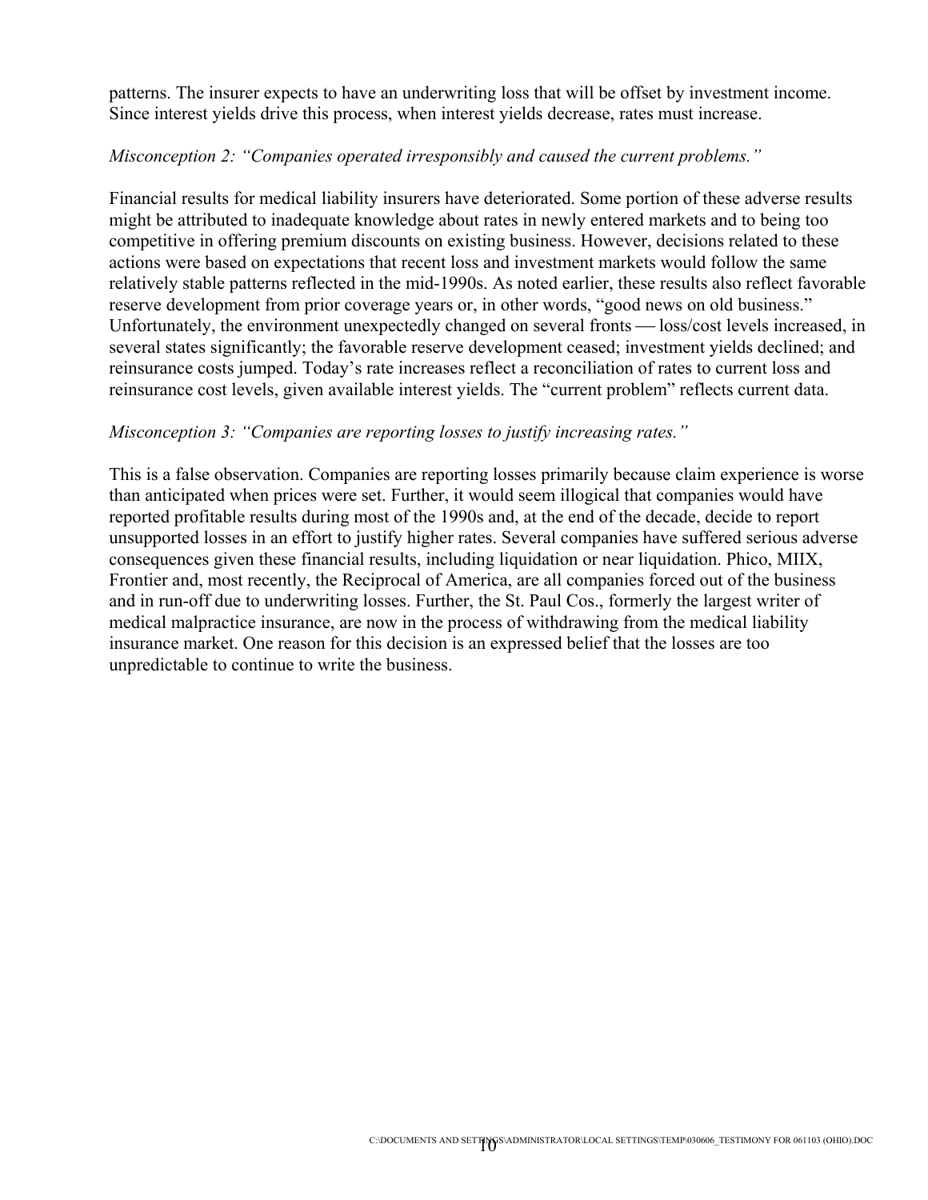patterns. The insurer expects to have an underwriting loss that will be offset by investment income. Since interest yields drive this process, when interest yields decrease, rates must increase.

*Misconception 2: "Companies operated irresponsibly and caused the current problems."*

Financial results for medical liability insurers have deteriorated. Some portion of these adverse results might be attributed to inadequate knowledge about rates in newly entered markets and to being too competitive in offering premium discounts on existing business. However, decisions related to these actions were based on expectations that recent loss and investment markets would follow the same relatively stable patterns reflected in the mid-1990s. As noted earlier, these results also reflect favorable reserve development from prior coverage years or, in other words, "good news on old business." Unfortunately, the environment unexpectedly changed on several fronts — loss/cost levels increased, in several states significantly; the favorable reserve development ceased; investment yields declined; and reinsurance costs jumped. Today's rate increases reflect a reconciliation of rates to current loss and reinsurance cost levels, given available interest yields. The "current problem" reflects current data.

*Misconception 3: "Companies are reporting losses to justify increasing rates."*

This is a false observation. Companies are reporting losses primarily because claim experience is worse than anticipated when prices were set. Further, it would seem illogical that companies would have reported profitable results during most of the 1990s and, at the end of the decade, decide to report unsupported losses in an effort to justify higher rates. Several companies have suffered serious adverse consequences given these financial results, including liquidation or near liquidation. Phico, MIIX, Frontier and, most recently, the Reciprocal of America, are all companies forced out of the business and in run-off due to underwriting losses. Further, the St. Paul Cos., formerly the largest writer of medical malpractice insurance, are now in the process of withdrawing from the medical liability insurance market. One reason for this decision is an expressed belief that the losses are too unpredictable to continue to write the business.